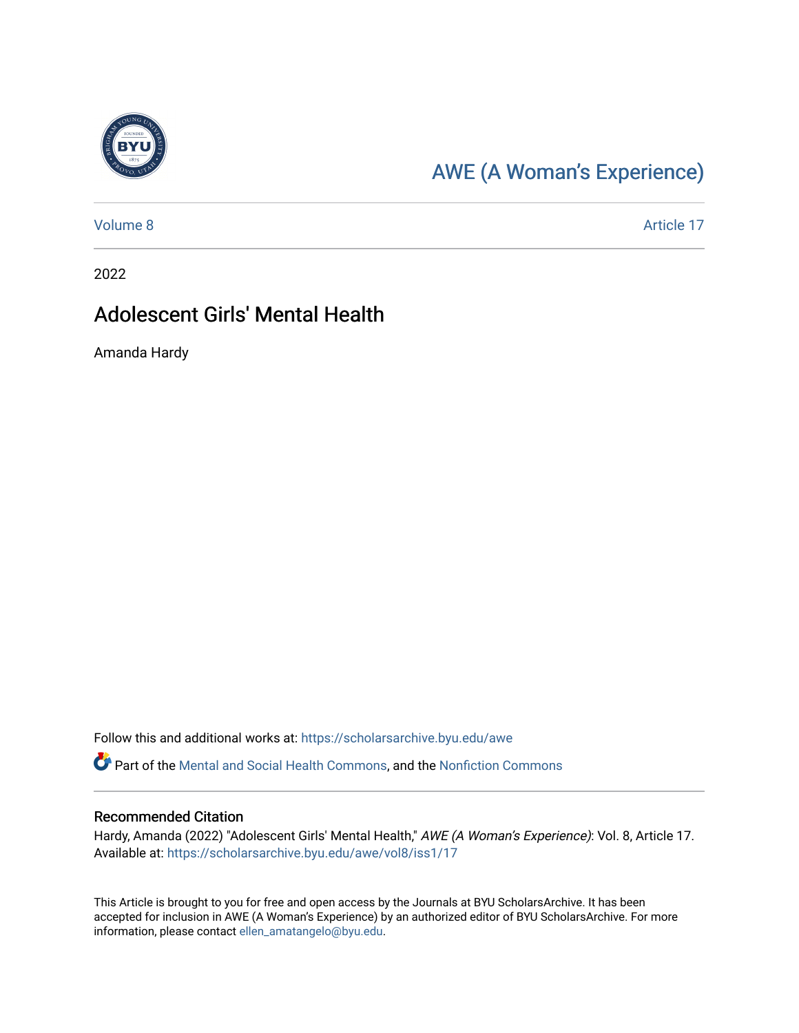AWE (A Woman's Experience)

Volume 8 | Article 17

2022

# Adolescent Girls' Mental Health

Amanda Hardy

Follow this and additional works at: https://scholarsarchive.byu.edu/awe

Part of the Mental and Social Health Commons, and the Nonfiction Commons

## Recommended Citation

Hardy, Amanda (2022) "Adolescent Girls' Mental Health," *AWE (A Woman's Experience)*: Vol. 8, Article 17. Available at: https://scholarsarchive.byu.edu/awe/vol8/iss1/17

This Article is brought to you for free and open access by the Journals at BYU ScholarsArchive. It has been accepted for inclusion in AWE (A Woman's Experience) by an authorized editor of BYU ScholarsArchive. For more information, please contact ellen_amatangelo@byu.edu.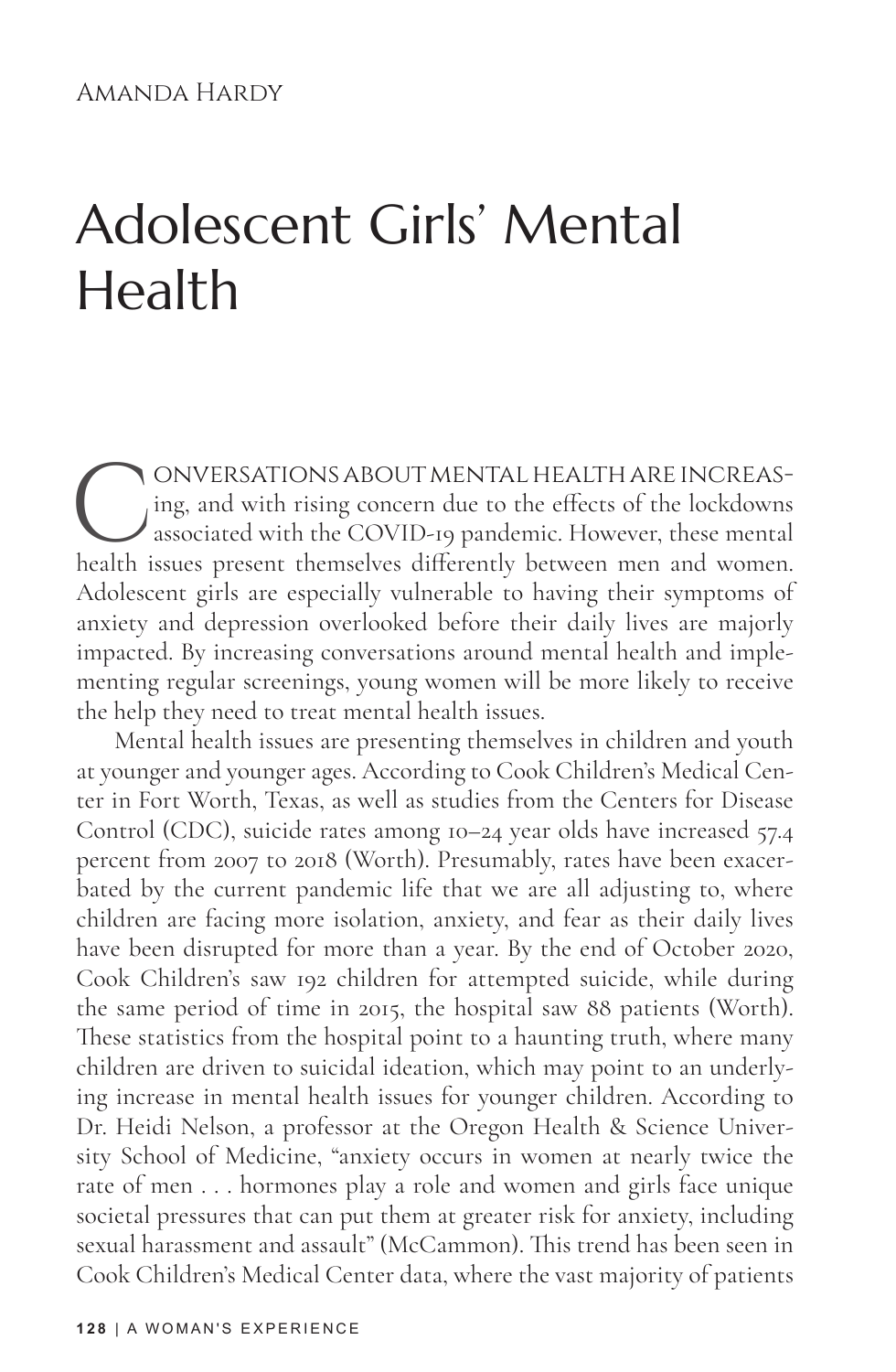Amanda Hardy

# Adolescent Girls' Mental Health

Conversations about mental health are increasing, and with rising concern due to the effects of the lockdowns associated with the COVID-19 pandemic. However, these mental health issues present themselves differently between men and women. Adolescent girls are especially vulnerable to having their symptoms of anxiety and depression overlooked before their daily lives are majorly impacted. By increasing conversations around mental health and implementing regular screenings, young women will be more likely to receive the help they need to treat mental health issues.

Mental health issues are presenting themselves in children and youth at younger and younger ages. According to Cook Children's Medical Center in Fort Worth, Texas, as well as studies from the Centers for Disease Control (CDC), suicide rates among 10–24 year olds have increased 57.4 percent from 2007 to 2018 (Worth). Presumably, rates have been exacerbated by the current pandemic life that we are all adjusting to, where children are facing more isolation, anxiety, and fear as their daily lives have been disrupted for more than a year. By the end of October 2020, Cook Children's saw 192 children for attempted suicide, while during the same period of time in 2015, the hospital saw 88 patients (Worth). These statistics from the hospital point to a haunting truth, where many children are driven to suicidal ideation, which may point to an underlying increase in mental health issues for younger children. According to Dr. Heidi Nelson, a professor at the Oregon Health & Science University School of Medicine, "anxiety occurs in women at nearly twice the rate of men . . . hormones play a role and women and girls face unique societal pressures that can put them at greater risk for anxiety, including sexual harassment and assault" (McCammon). This trend has been seen in Cook Children's Medical Center data, where the vast majority of patients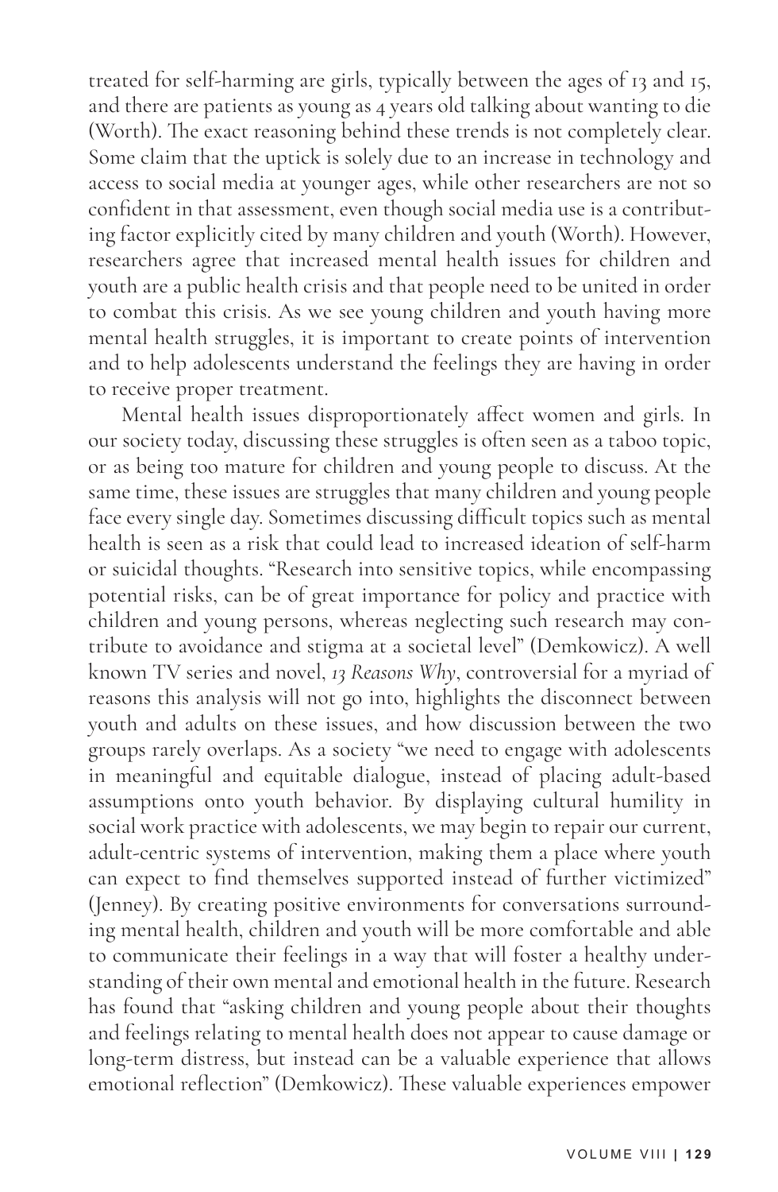treated for self-harming are girls, typically between the ages of 13 and 15, and there are patients as young as 4 years old talking about wanting to die (Worth). The exact reasoning behind these trends is not completely clear. Some claim that the uptick is solely due to an increase in technology and access to social media at younger ages, while other researchers are not so confident in that assessment, even though social media use is a contributing factor explicitly cited by many children and youth (Worth). However, researchers agree that increased mental health issues for children and youth are a public health crisis and that people need to be united in order to combat this crisis. As we see young children and youth having more mental health struggles, it is important to create points of intervention and to help adolescents understand the feelings they are having in order to receive proper treatment.

Mental health issues disproportionately affect women and girls. In our society today, discussing these struggles is often seen as a taboo topic, or as being too mature for children and young people to discuss. At the same time, these issues are struggles that many children and young people face every single day. Sometimes discussing difficult topics such as mental health is seen as a risk that could lead to increased ideation of self-harm or suicidal thoughts. "Research into sensitive topics, while encompassing potential risks, can be of great importance for policy and practice with children and young persons, whereas neglecting such research may contribute to avoidance and stigma at a societal level" (Demkowicz). A well known TV series and novel, *13 Reasons Why*, controversial for a myriad of reasons this analysis will not go into, highlights the disconnect between youth and adults on these issues, and how discussion between the two groups rarely overlaps. As a society "we need to engage with adolescents in meaningful and equitable dialogue, instead of placing adult-based assumptions onto youth behavior. By displaying cultural humility in social work practice with adolescents, we may begin to repair our current, adult-centric systems of intervention, making them a place where youth can expect to find themselves supported instead of further victimized" (Jenney). By creating positive environments for conversations surrounding mental health, children and youth will be more comfortable and able to communicate their feelings in a way that will foster a healthy understanding of their own mental and emotional health in the future. Research has found that "asking children and young people about their thoughts and feelings relating to mental health does not appear to cause damage or long-term distress, but instead can be a valuable experience that allows emotional reflection" (Demkowicz). These valuable experiences empower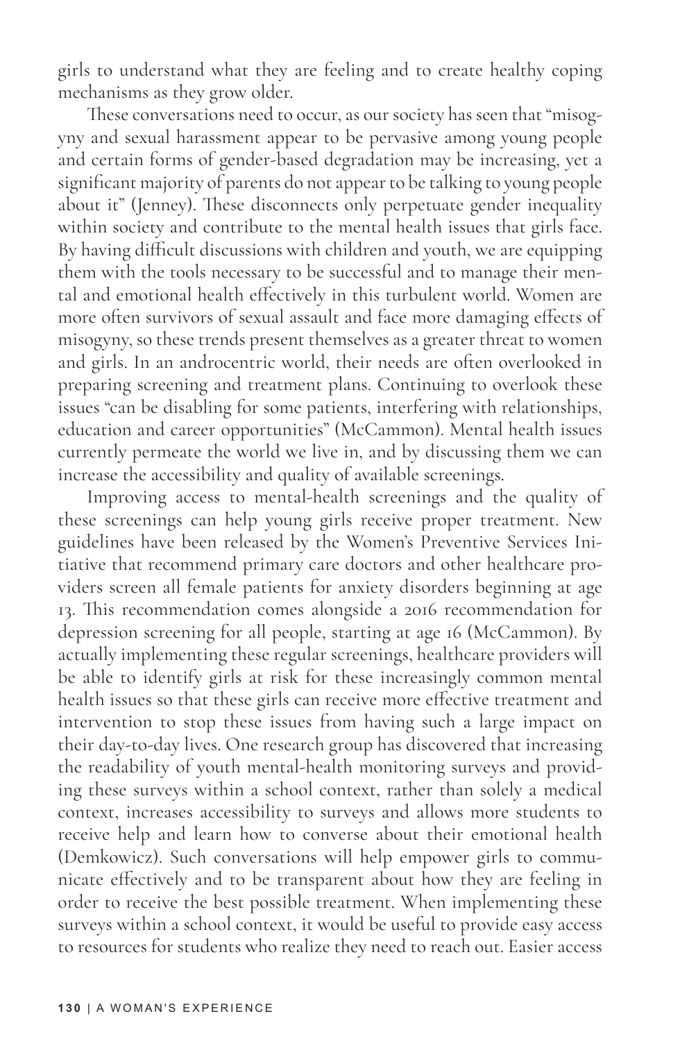girls to understand what they are feeling and to create healthy coping mechanisms as they grow older.

These conversations need to occur, as our society has seen that "misogyny and sexual harassment appear to be pervasive among young people and certain forms of gender-based degradation may be increasing, yet a significant majority of parents do not appear to be talking to young people about it" (Jenney). These disconnects only perpetuate gender inequality within society and contribute to the mental health issues that girls face. By having difficult discussions with children and youth, we are equipping them with the tools necessary to be successful and to manage their mental and emotional health effectively in this turbulent world. Women are more often survivors of sexual assault and face more damaging effects of misogyny, so these trends present themselves as a greater threat to women and girls. In an androcentric world, their needs are often overlooked in preparing screening and treatment plans. Continuing to overlook these issues "can be disabling for some patients, interfering with relationships, education and career opportunities" (McCammon). Mental health issues currently permeate the world we live in, and by discussing them we can increase the accessibility and quality of available screenings.

Improving access to mental-health screenings and the quality of these screenings can help young girls receive proper treatment. New guidelines have been released by the Women's Preventive Services Initiative that recommend primary care doctors and other healthcare providers screen all female patients for anxiety disorders beginning at age 13. This recommendation comes alongside a 2016 recommendation for depression screening for all people, starting at age 16 (McCammon). By actually implementing these regular screenings, healthcare providers will be able to identify girls at risk for these increasingly common mental health issues so that these girls can receive more effective treatment and intervention to stop these issues from having such a large impact on their day-to-day lives. One research group has discovered that increasing the readability of youth mental-health monitoring surveys and providing these surveys within a school context, rather than solely a medical context, increases accessibility to surveys and allows more students to receive help and learn how to converse about their emotional health (Demkowicz). Such conversations will help empower girls to communicate effectively and to be transparent about how they are feeling in order to receive the best possible treatment. When implementing these surveys within a school context, it would be useful to provide easy access to resources for students who realize they need to reach out. Easier access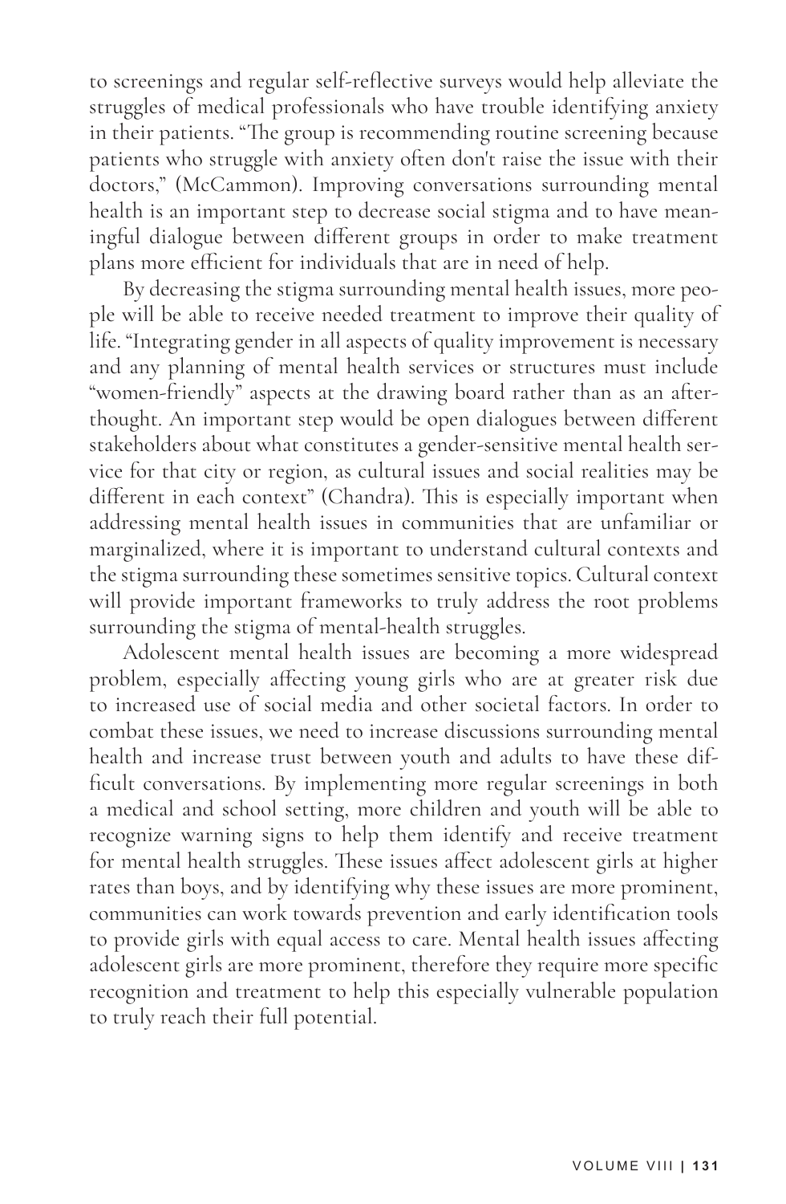to screenings and regular self-reflective surveys would help alleviate the struggles of medical professionals who have trouble identifying anxiety in their patients. "The group is recommending routine screening because patients who struggle with anxiety often don't raise the issue with their doctors," (McCammon). Improving conversations surrounding mental health is an important step to decrease social stigma and to have meaningful dialogue between different groups in order to make treatment plans more efficient for individuals that are in need of help.

By decreasing the stigma surrounding mental health issues, more people will be able to receive needed treatment to improve their quality of life. "Integrating gender in all aspects of quality improvement is necessary and any planning of mental health services or structures must include "women-friendly" aspects at the drawing board rather than as an afterthought. An important step would be open dialogues between different stakeholders about what constitutes a gender-sensitive mental health service for that city or region, as cultural issues and social realities may be different in each context" (Chandra). This is especially important when addressing mental health issues in communities that are unfamiliar or marginalized, where it is important to understand cultural contexts and the stigma surrounding these sometimes sensitive topics. Cultural context will provide important frameworks to truly address the root problems surrounding the stigma of mental-health struggles.

Adolescent mental health issues are becoming a more widespread problem, especially affecting young girls who are at greater risk due to increased use of social media and other societal factors. In order to combat these issues, we need to increase discussions surrounding mental health and increase trust between youth and adults to have these difficult conversations. By implementing more regular screenings in both a medical and school setting, more children and youth will be able to recognize warning signs to help them identify and receive treatment for mental health struggles. These issues affect adolescent girls at higher rates than boys, and by identifying why these issues are more prominent, communities can work towards prevention and early identification tools to provide girls with equal access to care. Mental health issues affecting adolescent girls are more prominent, therefore they require more specific recognition and treatment to help this especially vulnerable population to truly reach their full potential.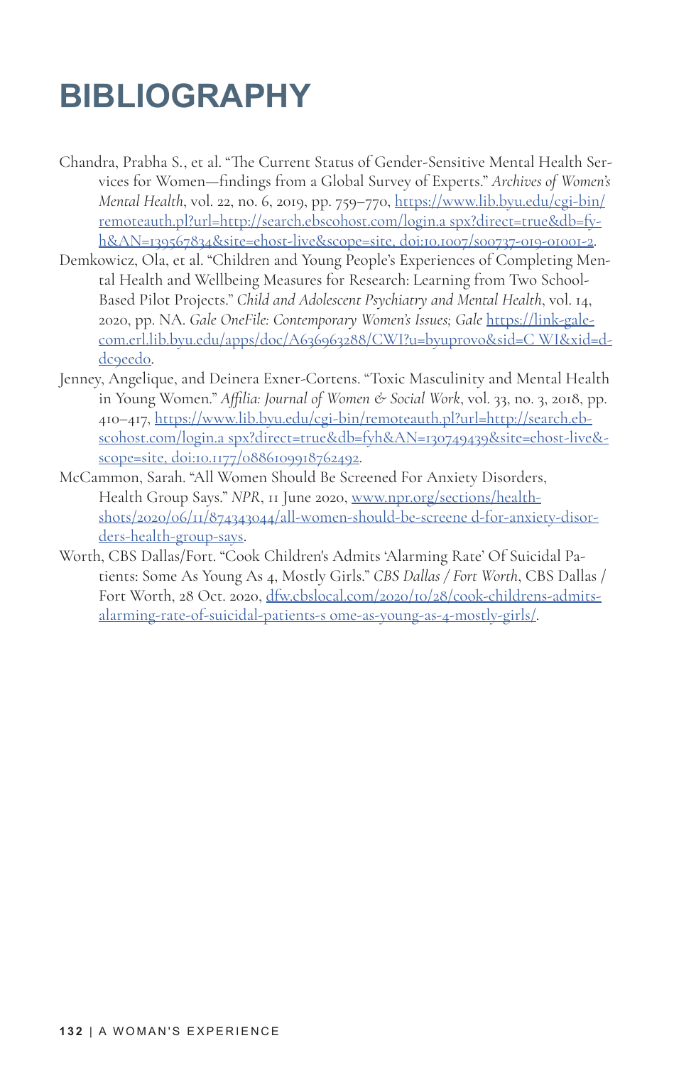# BIBLIOGRAPHY

Chandra, Prabha S., et al. "The Current Status of Gender-Sensitive Mental Health Services for Women—findings from a Global Survey of Experts." *Archives of Women's Mental Health*, vol. 22, no. 6, 2019, pp. 759–770, https://www.lib.byu.edu/cgi-bin/remoteauth.pl?url=http://search.ebscohost.com/login.a spx?direct=true&db=fyh&AN=139567834&site=ehost-live&scope=site, doi:10.1007/s00737-019-01001-2.

Demkowicz, Ola, et al. "Children and Young People's Experiences of Completing Mental Health and Wellbeing Measures for Research: Learning from Two School-Based Pilot Projects." *Child and Adolescent Psychiatry and Mental Health*, vol. 14, 2020, pp. NA. *Gale OneFile: Contemporary Women's Issues; Gale* https://link-gale-com.erl.lib.byu.edu/apps/doc/A636963288/CWI?u=byuprovo&sid=C WI&xid=ddc9eed0.

Jenney, Angelique, and Deinera Exner-Cortens. "Toxic Masculinity and Mental Health in Young Women." *Affilia: Journal of Women & Social Work*, vol. 33, no. 3, 2018, pp. 410–417, https://www.lib.byu.edu/cgi-bin/remoteauth.pl?url=http://search.ebscohost.com/login.a spx?direct=true&db=fyh&AN=130749439&site=ehost-live&scope=site, doi:10.1177/0886109918762492.

McCammon, Sarah. "All Women Should Be Screened For Anxiety Disorders, Health Group Says." *NPR*, 11 June 2020, www.npr.org/sections/health-shots/2020/06/11/874343044/all-women-should-be-screene d-for-anxiety-disorders-health-group-says.

Worth, CBS Dallas/Fort. "Cook Children's Admits 'Alarming Rate' Of Suicidal Patients: Some As Young As 4, Mostly Girls." *CBS Dallas / Fort Worth*, CBS Dallas / Fort Worth, 28 Oct. 2020, dfw.cbslocal.com/2020/10/28/cook-childrens-admits-alarming-rate-of-suicidal-patients-s ome-as-young-as-4-mostly-girls/.